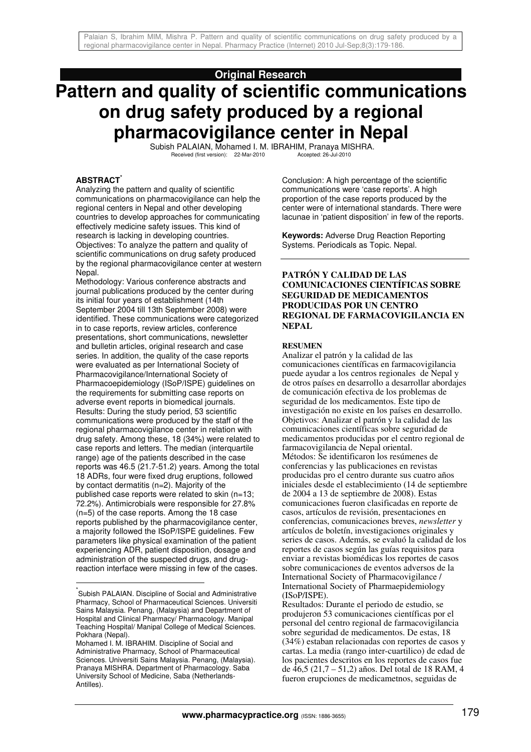**Original Research**

# Pattern and quality of scientific communications on drug safety produced by a regional pharmacovigilance center in Nepal

Subish PALAIAN, Mohamed I. M. IBRAHIM, Pranaya MISHRA.

Received (first version): 22-Mar-2010 Accepted: 26-Jul-2010

## ABSTRACT*

Analyzing the pattern and quality of scientific communications on pharmacovigilance can help the regional centers in Nepal and other developing countries to develop approaches for communicating effectively medicine safety issues. This kind of research is lacking in developing countries.

Objectives: To analyze the pattern and quality of scientific communications on drug safety produced by the regional pharmacovigilance center at western Nepal.

Methodology: Various conference abstracts and journal publications produced by the center during its initial four years of establishment (14th September 2004 till 13th September 2008) were identified. These communications were categorized in to case reports, review articles, conference presentations, short communications, newsletter and bulletin articles, original research and case series. In addition, the quality of the case reports were evaluated as per International Society of Pharmacovigilance/International Society of Pharmacoepidemiology (ISoP/ISPE) guidelines on the requirements for submitting case reports on adverse event reports in biomedical journals.

Results: During the study period, 53 scientific communications were produced by the staff of the regional pharmacovigilance center in relation with drug safety. Among these, 18 (34%) were related to case reports and letters. The median (interquartile range) age of the patients described in the case reports was 46.5 (21.7-51.2) years. Among the total 18 ADRs, four were fixed drug eruptions, followed by contact dermatitis (n=2). Majority of the published case reports were related to skin (n=13; 72.2%). Antimicrobials were responsible for 27.8% (n=5) of the case reports. Among the 18 case reports published by the pharmacovigilance center, a majority followed the ISoP/ISPE guidelines. Few parameters like physical examination of the patient experiencing ADR, patient disposition, dosage and administration of the suspected drugs, and drug-reaction interface were missing in few of the cases.

Conclusion: A high percentage of the scientific communications were 'case reports'. A high proportion of the case reports produced by the center were of international standards. There were lacunae in 'patient disposition' in few of the reports.

**Keywords:** Adverse Drug Reaction Reporting Systems. Periodicals as Topic. Nepal.

---

*Subish PALAIAN. Discipline of Social and Administrative Pharmacy, School of Pharmaceutical Sciences. Universiti Sains Malaysia. Penang, (Malaysia) and Department of Hospital and Clinical Pharmacy/ Pharmacology. Manipal Teaching Hospital/ Manipal College of Medical Sciences. Pokhara (Nepal).

Mohamed I. M. IBRAHIM. Discipline of Social and Administrative Pharmacy, School of Pharmaceutical Sciences. Universiti Sains Malaysia. Penang, (Malaysia).

Pranaya MISHRA. Department of Pharmacology. Saba University School of Medicine, Saba (Netherlands-Antilles).

---

## PATRÓN Y CALIDAD DE LAS COMUNICACIONES CIENTÍFICAS SOBRE SEGURIDAD DE MEDICAMENTOS PRODUCIDAS POR UN CENTRO REGIONAL DE FARMACOVIGILANCIA EN NEPAL

### RESUMEN

Analizar el patrón y la calidad de las comunicaciones científicas en farmacovigilancia puede ayudar a los centros regionales de Nepal y de otros países en desarrollo a desarrollar abordajes de comunicación efectiva de los problemas de seguridad de los medicamentos. Este tipo de investigación no existe en los países en desarrollo.

Objetivos: Analizar el patrón y la calidad de las comunicaciones científicas sobre seguridad de medicamentos producidas por el centro regional de farmacovigilancia de Nepal oriental.

Métodos: Se identificaron los resúmenes de conferencias y las publicaciones en revistas producidas pro el centro durante sus cuatro años iniciales desde el establecimiento (14 de septiembre de 2004 a 13 de septiembre de 2008). Estas comunicaciones fueron clasificadas en reporte de casos, artículos de revisión, presentaciones en conferencias, comunicaciones breves, *newsletter* y artículos de boletín, investigaciones originales y series de casos. Además, se evaluó la calidad de los reportes de casos según las guías requisitos para enviar a revistas biomédicas los reportes de casos sobre comunicaciones de eventos adversos de la International Society of Pharmacovigilance / International Society of Pharmaepidemiology (ISoP/ISPE).

Resultados: Durante el periodo de estudio, se produjeron 53 comunicaciones científicas por el personal del centro regional de farmacovigilancia sobre seguridad de medicamentos. De estas, 18 (34%) estaban relacionadas con reportes de casos y cartas. La media (rango inter-cuartilico) de edad de los pacientes descritos en los reportes de casos fue de 46,5 (21,7 – 51,2) años. Del total de 18 RAM, 4 fueron erupciones de medicametnos, seguidas de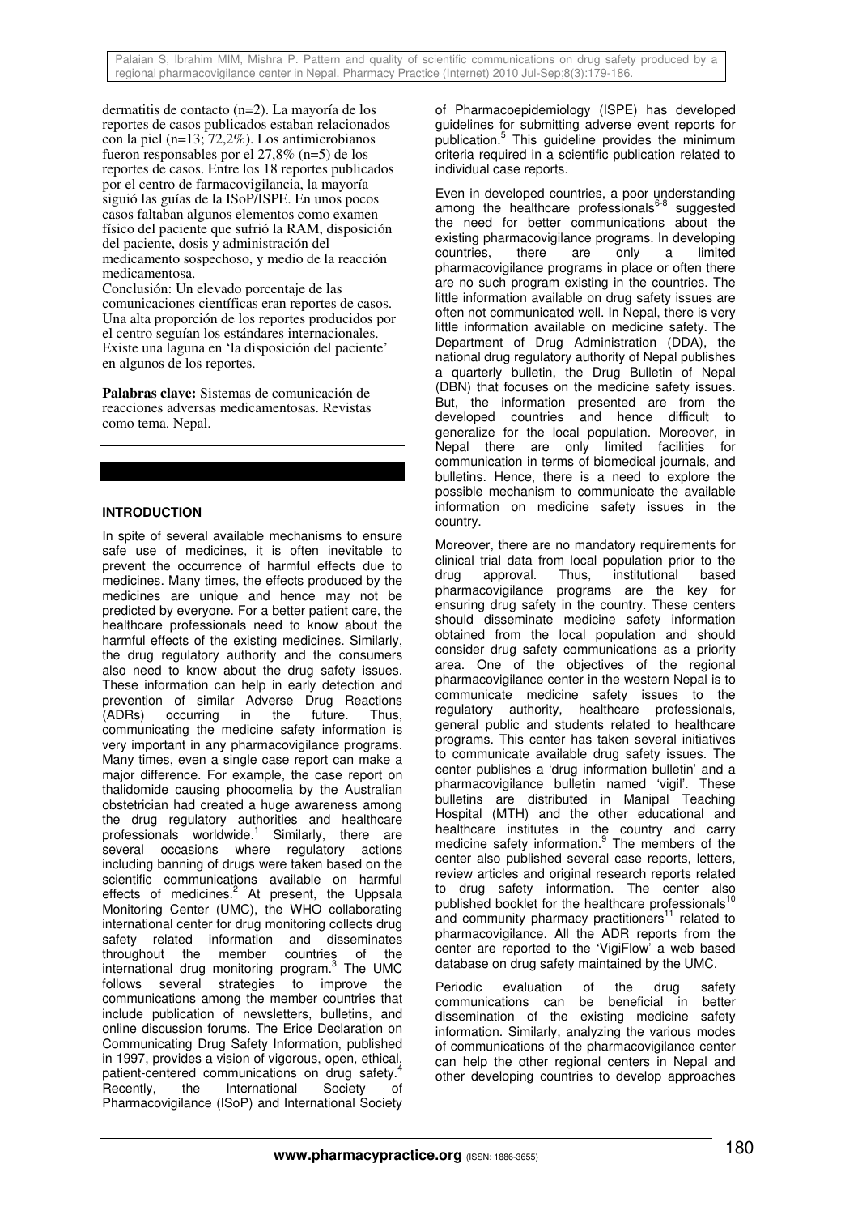dermatitis de contacto (n=2). La mayoría de los reportes de casos publicados estaban relacionados con la piel (n=13; 72,2%). Los antimicrobianos fueron responsables por el 27,8% (n=5) de los reportes de casos. Entre los 18 reportes publicados por el centro de farmacovigilancia, la mayoría siguió las guías de la ISoP/ISPE. En unos pocos casos faltaban algunos elementos como examen físico del paciente que sufrió la RAM, disposición del paciente, dosis y administración del medicamento sospechoso, y medio de la reacción medicamentosa.

Conclusión: Un elevado porcentaje de las comunicaciones científicas eran reportes de casos. Una alta proporción de los reportes producidos por el centro seguían los estándares internacionales. Existe una laguna en 'la disposición del paciente' en algunos de los reportes.

**Palabras clave:** Sistemas de comunicación de reacciones adversas medicamentosas. Revistas como tema. Nepal.

## INTRODUCTION

In spite of several available mechanisms to ensure safe use of medicines, it is often inevitable to prevent the occurrence of harmful effects due to medicines. Many times, the effects produced by the medicines are unique and hence may not be predicted by everyone. For a better patient care, the healthcare professionals need to know about the harmful effects of the existing medicines. Similarly, the drug regulatory authority and the consumers also need to know about the drug safety issues. These information can help in early detection and prevention of similar Adverse Drug Reactions (ADRs) occurring in the future. Thus, communicating the medicine safety information is very important in any pharmacovigilance programs. Many times, even a single case report can make a major difference. For example, the case report on thalidomide causing phocomelia by the Australian obstetrician had created a huge awareness among the drug regulatory authorities and healthcare professionals worldwide.[1] Similarly, there are several occasions where regulatory actions including banning of drugs were taken based on the scientific communications available on harmful effects of medicines.[2] At present, the Uppsala Monitoring Center (UMC), the WHO collaborating international center for drug monitoring collects drug safety related information and disseminates throughout the member countries of the international drug monitoring program.[3] The UMC follows several strategies to improve the communications among the member countries that include publication of newsletters, bulletins, and online discussion forums. The Erice Declaration on Communicating Drug Safety Information, published in 1997, provides a vision of vigorous, open, ethical, patient-centered communications on drug safety.[4] Recently, the International Society of Pharmacovigilance (ISoP) and International Society of Pharmacoepidemiology (ISPE) has developed guidelines for submitting adverse event reports for publication.[5] This guideline provides the minimum criteria required in a scientific publication related to individual case reports.

Even in developed countries, a poor understanding among the healthcare professionals[6-8] suggested the need for better communications about the existing pharmacovigilance programs. In developing countries, there are only a limited pharmacovigilance programs in place or often there are no such program existing in the countries. The little information available on drug safety issues are often not communicated well. In Nepal, there is very little information available on medicine safety. The Department of Drug Administration (DDA), the national drug regulatory authority of Nepal publishes a quarterly bulletin, the Drug Bulletin of Nepal (DBN) that focuses on the medicine safety issues. But, the information presented are from the developed countries and hence difficult to generalize for the local population. Moreover, in Nepal there are only limited facilities for communication in terms of biomedical journals, and bulletins. Hence, there is a need to explore the possible mechanism to communicate the available information on medicine safety issues in the country.

Moreover, there are no mandatory requirements for clinical trial data from local population prior to the drug approval. Thus, institutional based pharmacovigilance programs are the key for ensuring drug safety in the country. These centers should disseminate medicine safety information obtained from the local population and should consider drug safety communications as a priority area. One of the objectives of the regional pharmacovigilance center in the western Nepal is to communicate medicine safety issues to the regulatory authority, healthcare professionals, general public and students related to healthcare programs. This center has taken several initiatives to communicate available drug safety issues. The center publishes a 'drug information bulletin' and a pharmacovigilance bulletin named 'vigil'. These bulletins are distributed in Manipal Teaching Hospital (MTH) and the other educational and healthcare institutes in the country and carry medicine safety information.[9] The members of the center also published several case reports, letters, review articles and original research reports related to drug safety information. The center also published booklet for the healthcare professionals[10] and community pharmacy practitioners[11] related to pharmacovigilance. All the ADR reports from the center are reported to the 'VigiFlow' a web based database on drug safety maintained by the UMC.

Periodic evaluation of the drug safety communications can be beneficial in better dissemination of the existing medicine safety information. Similarly, analyzing the various modes of communications of the pharmacovigilance center can help the other regional centers in Nepal and other developing countries to develop approaches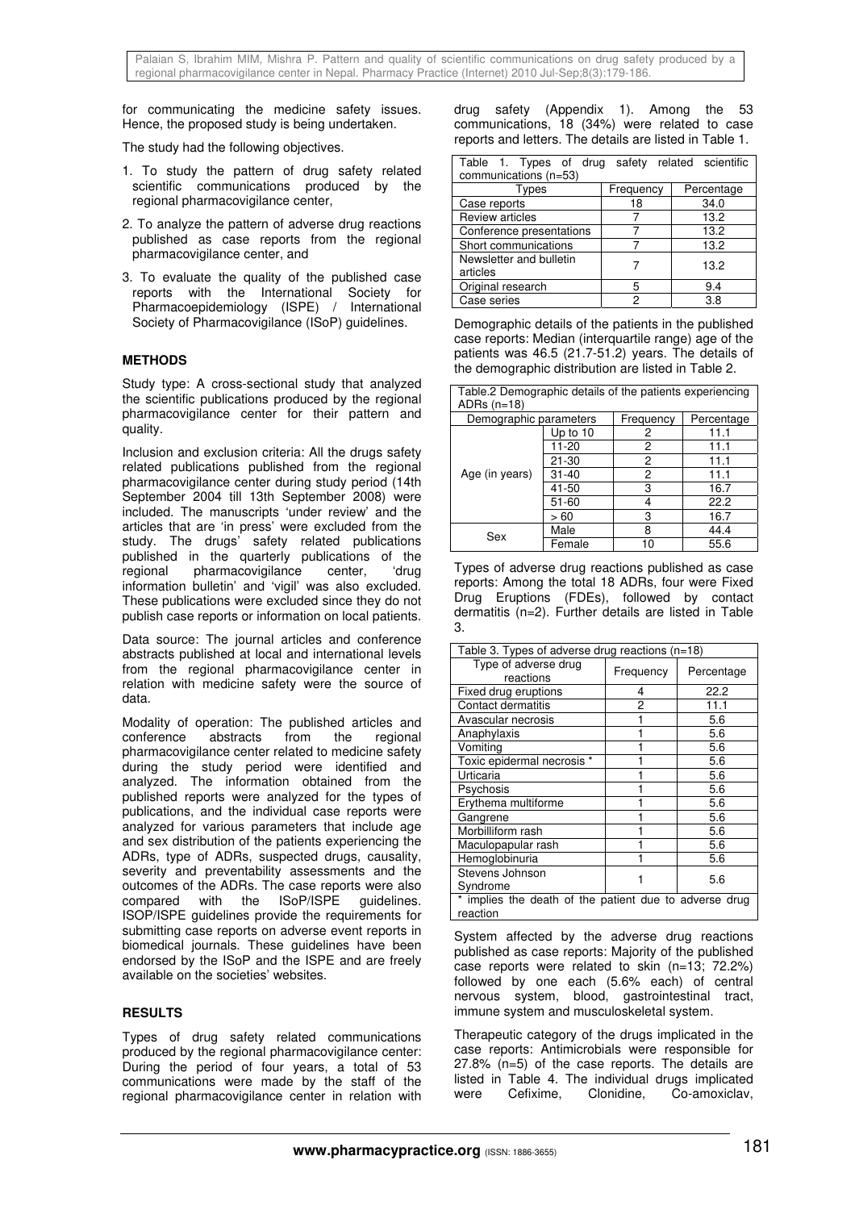for communicating the medicine safety issues. Hence, the proposed study is being undertaken.

The study had the following objectives.

1. To study the pattern of drug safety related scientific communications produced by the regional pharmacovigilance center,
2. To analyze the pattern of adverse drug reactions published as case reports from the regional pharmacovigilance center, and
3. To evaluate the quality of the published case reports with the International Society for Pharmacoepidemiology (ISPE) / International Society of Pharmacovigilance (ISoP) guidelines.

## METHODS

Study type: A cross-sectional study that analyzed the scientific publications produced by the regional pharmacovigilance center for their pattern and quality.

Inclusion and exclusion criteria: All the drugs safety related publications published from the regional pharmacovigilance center during study period (14th September 2004 till 13th September 2008) were included. The manuscripts 'under review' and the articles that are 'in press' were excluded from the study. The drugs' safety related publications published in the quarterly publications of the regional pharmacovigilance center, 'drug information bulletin' and 'vigil' was also excluded. These publications were excluded since they do not publish case reports or information on local patients.

Data source: The journal articles and conference abstracts published at local and international levels from the regional pharmacovigilance center in relation with medicine safety were the source of data.

Modality of operation: The published articles and conference abstracts from the regional pharmacovigilance center related to medicine safety during the study period were identified and analyzed. The information obtained from the published reports were analyzed for the types of publications, and the individual case reports were analyzed for various parameters that include age and sex distribution of the patients experiencing the ADRs, type of ADRs, suspected drugs, causality, severity and preventability assessments and the outcomes of the ADRs. The case reports were also compared with the ISoP/ISPE guidelines. ISOP/ISPE guidelines provide the requirements for submitting case reports on adverse event reports in biomedical journals. These guidelines have been endorsed by the ISoP and the ISPE and are freely available on the societies' websites.

## RESULTS

Types of drug safety related communications produced by the regional pharmacovigilance center: During the period of four years, a total of 53 communications were made by the staff of the regional pharmacovigilance center in relation with drug safety (Appendix 1). Among the 53 communications, 18 (34%) were related to case reports and letters. The details are listed in Table 1.

Table 1. Types of drug safety related scientific communications (n=53)

| Types | Frequency | Percentage |
|---|---|---|
| Case reports | 18 | 34.0 |
| Review articles | 7 | 13.2 |
| Conference presentations | 7 | 13.2 |
| Short communications | 7 | 13.2 |
| Newsletter and bulletin articles | 7 | 13.2 |
| Original research | 5 | 9.4 |
| Case series | 2 | 3.8 |

Demographic details of the patients in the published case reports: Median (interquartile range) age of the patients was 46.5 (21.7-51.2) years. The details of the demographic distribution are listed in Table 2.

Table.2 Demographic details of the patients experiencing ADRs (n=18)

| Demographic parameters | | Frequency | Percentage |
|---|---|---|---|
| Age (in years) | Up to 10 | 2 | 11.1 |
| | 11-20 | 2 | 11.1 |
| | 21-30 | 2 | 11.1 |
| | 31-40 | 2 | 11.1 |
| | 41-50 | 3 | 16.7 |
| | 51-60 | 4 | 22.2 |
| | > 60 | 3 | 16.7 |
| Sex | Male | 8 | 44.4 |
| | Female | 10 | 55.6 |

Types of adverse drug reactions published as case reports: Among the total 18 ADRs, four were Fixed Drug Eruptions (FDEs), followed by contact dermatitis (n=2). Further details are listed in Table 3.

Table 3. Types of adverse drug reactions (n=18)

| Type of adverse drug reactions | Frequency | Percentage |
|---|---|---|
| Fixed drug eruptions | 4 | 22.2 |
| Contact dermatitis | 2 | 11.1 |
| Avascular necrosis | 1 | 5.6 |
| Anaphylaxis | 1 | 5.6 |
| Vomiting | 1 | 5.6 |
| Toxic epidermal necrosis * | 1 | 5.6 |
| Urticaria | 1 | 5.6 |
| Psychosis | 1 | 5.6 |
| Erythema multiforme | 1 | 5.6 |
| Gangrene | 1 | 5.6 |
| Morbilliform rash | 1 | 5.6 |
| Maculopapular rash | 1 | 5.6 |
| Hemoglobinuria | 1 | 5.6 |
| Stevens Johnson Syndrome | 1 | 5.6 |

\* implies the death of the patient due to adverse drug reaction

System affected by the adverse drug reactions published as case reports: Majority of the published case reports were related to skin (n=13; 72.2%) followed by one each (5.6% each) of central nervous system, blood, gastrointestinal tract, immune system and musculoskeletal system.

Therapeutic category of the drugs implicated in the case reports: Antimicrobials were responsible for 27.8% (n=5) of the case reports. The details are listed in Table 4. The individual drugs implicated were Cefixime, Clonidine, Co-amoxiclav,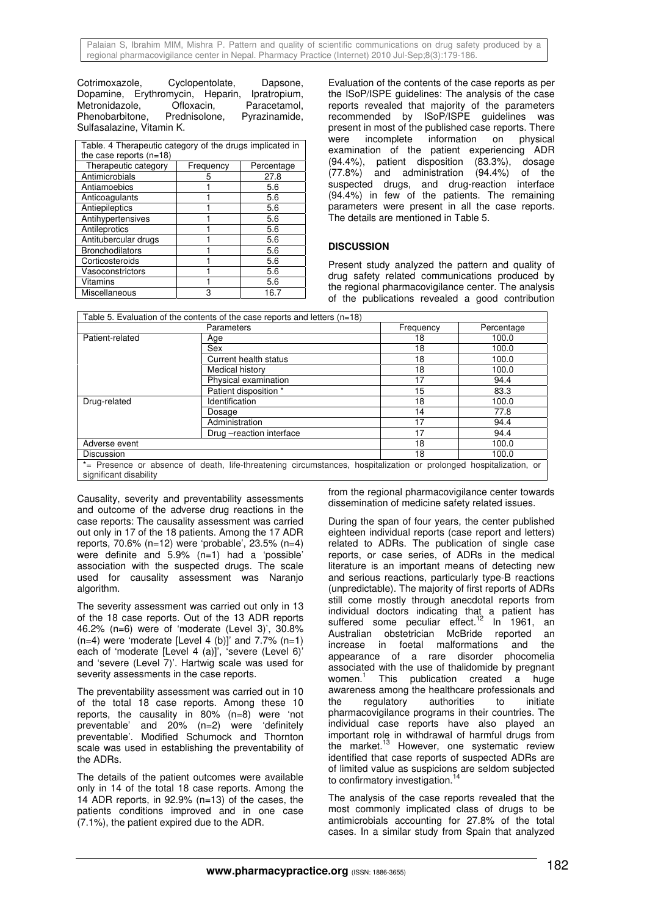Cotrimoxazole, Cyclopentolate, Dapsone, Dopamine, Erythromycin, Heparin, Ipratropium, Metronidazole, Ofloxacin, Paracetamol, Phenobarbitone, Prednisolone, Pyrazinamide, Sulfasalazine, Vitamin K.

Table. 4 Therapeutic category of the drugs implicated in the case reports (n=18)

| Therapeutic category | Frequency | Percentage |
|---|---|---|
| Antimicrobials | 5 | 27.8 |
| Antiamoebics | 1 | 5.6 |
| Anticoagulants | 1 | 5.6 |
| Antiepileptics | 1 | 5.6 |
| Antihypertensives | 1 | 5.6 |
| Antileprotics | 1 | 5.6 |
| Antitubercular drugs | 1 | 5.6 |
| Bronchodilators | 1 | 5.6 |
| Corticosteroids | 1 | 5.6 |
| Vasoconstrictors | 1 | 5.6 |
| Vitamins | 1 | 5.6 |
| Miscellaneous | 3 | 16.7 |

Evaluation of the contents of the case reports as per the ISoP/ISPE guidelines: The analysis of the case reports revealed that majority of the parameters recommended by ISoP/ISPE guidelines was present in most of the published case reports. There were incomplete information on physical examination of the patient experiencing ADR (94.4%), patient disposition (83.3%), dosage (77.8%) and administration (94.4%) of the suspected drugs, and drug-reaction interface (94.4%) in few of the patients. The remaining parameters were present in all the case reports. The details are mentioned in Table 5.

## DISCUSSION

Present study analyzed the pattern and quality of drug safety related communications produced by the regional pharmacovigilance center. The analysis of the publications revealed a good contribution from the regional pharmacovigilance center towards dissemination of medicine safety related issues.

Table 5. Evaluation of the contents of the case reports and letters (n=18)

| Parameters | | Frequency | Percentage |
|---|---|---|---|
| Patient-related | Age | 18 | 100.0 |
| | Sex | 18 | 100.0 |
| | Current health status | 18 | 100.0 |
| | Medical history | 18 | 100.0 |
| | Physical examination | 17 | 94.4 |
| | Patient disposition * | 15 | 83.3 |
| Drug-related | Identification | 18 | 100.0 |
| | Dosage | 14 | 77.8 |
| | Administration | 17 | 94.4 |
| | Drug –reaction interface | 17 | 94.4 |
| Adverse event | | 18 | 100.0 |
| Discussion | | 18 | 100.0 |

*= Presence or absence of death, life-threatening circumstances, hospitalization or prolonged hospitalization, or significant disability

Causality, severity and preventability assessments and outcome of the adverse drug reactions in the case reports: The causality assessment was carried out only in 17 of the 18 patients. Among the 17 ADR reports, 70.6% (n=12) were 'probable', 23.5% (n=4) were definite and 5.9% (n=1) had a 'possible' association with the suspected drugs. The scale used for causality assessment was Naranjo algorithm.

The severity assessment was carried out only in 13 of the 18 case reports. Out of the 13 ADR reports 46.2% (n=6) were of 'moderate (Level 3)', 30.8% (n=4) were 'moderate [Level 4 (b)]' and 7.7% (n=1) each of 'moderate [Level 4 (a)]', 'severe (Level 6)' and 'severe (Level 7)'. Hartwig scale was used for severity assessments in the case reports.

The preventability assessment was carried out in 10 of the total 18 case reports. Among these 10 reports, the causality in 80% (n=8) were 'not preventable' and 20% (n=2) were 'definitely preventable'. Modified Schumock and Thornton scale was used in establishing the preventability of the ADRs.

The details of the patient outcomes were available only in 14 of the total 18 case reports. Among the 14 ADR reports, in 92.9% (n=13) of the cases, the patients conditions improved and in one case (7.1%), the patient expired due to the ADR.

During the span of four years, the center published eighteen individual reports (case report and letters) related to ADRs. The publication of single case reports, or case series, of ADRs in the medical literature is an important means of detecting new and serious reactions, particularly type-B reactions (unpredictable). The majority of first reports of ADRs still come mostly through anecdotal reports from individual doctors indicating that a patient has suffered some peculiar effect.[12] In 1961, an Australian obstetrician McBride reported an increase in foetal malformations and the appearance of a rare disorder phocomelia associated with the use of thalidomide by pregnant women.[1] This publication created a huge awareness among the healthcare professionals and the regulatory authorities to initiate pharmacovigilance programs in their countries. The individual case reports have also played an important role in withdrawal of harmful drugs from the market.[13] However, one systematic review identified that case reports of suspected ADRs are of limited value as suspicions are seldom subjected to confirmatory investigation.[14]

The analysis of the case reports revealed that the most commonly implicated class of drugs to be antimicrobials accounting for 27.8% of the total cases. In a similar study from Spain that analyzed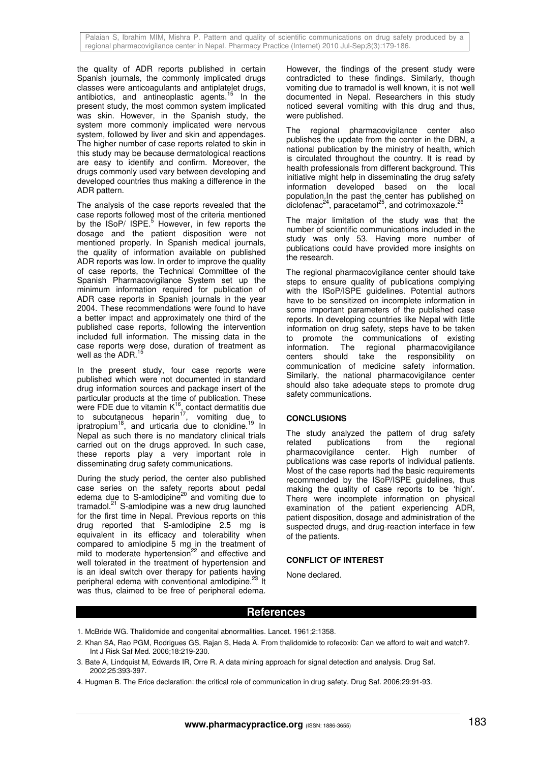the quality of ADR reports published in certain Spanish journals, the commonly implicated drugs classes were anticoagulants and antiplatelet drugs, antibiotics, and antineoplastic agents.[15] In the present study, the most common system implicated was skin. However, in the Spanish study, the system more commonly implicated were nervous system, followed by liver and skin and appendages. The higher number of case reports related to skin in this study may be because dermatological reactions are easy to identify and confirm. Moreover, the drugs commonly used vary between developing and developed countries thus making a difference in the ADR pattern.

The analysis of the case reports revealed that the case reports followed most of the criteria mentioned by the ISoP/ ISPE.[5] However, in few reports the dosage and the patient disposition were not mentioned properly. In Spanish medical journals, the quality of information available on published ADR reports was low. In order to improve the quality of case reports, the Technical Committee of the Spanish Pharmacovigilance System set up the minimum information required for publication of ADR case reports in Spanish journals in the year 2004. These recommendations were found to have a better impact and approximately one third of the published case reports, following the intervention included full information. The missing data in the case reports were dose, duration of treatment as well as the ADR.[15]

In the present study, four case reports were published which were not documented in standard drug information sources and package insert of the particular products at the time of publication. These were FDE due to vitamin K[16], contact dermatitis due to subcutaneous heparin[17], vomiting due to ipratropium[18], and urticaria due to clonidine.[19] In Nepal as such there is no mandatory clinical trials carried out on the drugs approved. In such case, these reports play a very important role in disseminating drug safety communications.

During the study period, the center also published case series on the safety reports about pedal edema due to S-amlodipine[20] and vomiting due to tramadol.[21] S-amlodipine was a new drug launched for the first time in Nepal. Previous reports on this drug reported that S-amlodipine 2.5 mg is equivalent in its efficacy and tolerability when compared to amlodipine 5 mg in the treatment of mild to moderate hypertension[22] and effective and well tolerated in the treatment of hypertension and is an ideal switch over therapy for patients having peripheral edema with conventional amlodipine.[23] It was thus, claimed to be free of peripheral edema. However, the findings of the present study were contradicted to these findings. Similarly, though vomiting due to tramadol is well known, it is not well documented in Nepal. Researchers in this study noticed several vomiting with this drug and thus, were published.

The regional pharmacovigilance center also publishes the update from the center in the DBN, a national publication by the ministry of health, which is circulated throughout the country. It is read by health professionals from different background. This initiative might help in disseminating the drug safety information developed based on the local population.In the past the center has published on diclofenac[24], paracetamol[25], and cotrimoxazole.[26]

The major limitation of the study was that the number of scientific communications included in the study was only 53. Having more number of publications could have provided more insights on the research.

The regional pharmacovigilance center should take steps to ensure quality of publications complying with the ISoP/ISPE guidelines. Potential authors have to be sensitized on incomplete information in some important parameters of the published case reports. In developing countries like Nepal with little information on drug safety, steps have to be taken to promote the communications of existing information. The regional pharmacovigilance centers should take the responsibility on communication of medicine safety information. Similarly, the national pharmacovigilance center should also take adequate steps to promote drug safety communications.

## CONCLUSIONS

The study analyzed the pattern of drug safety related publications from the regional pharmacovigilance center. High number of publications was case reports of individual patients. Most of the case reports had the basic requirements recommended by the ISoP/ISPE guidelines, thus making the quality of case reports to be 'high'. There were incomplete information on physical examination of the patient experiencing ADR, patient disposition, dosage and administration of the suspected drugs, and drug-reaction interface in few of the patients.

## CONFLICT OF INTEREST

None declared.

## References

1. McBride WG. Thalidomide and congenital abnormalities. Lancet. 1961;2:1358.
2. Khan SA, Rao PGM, Rodrigues GS, Rajan S, Heda A. From thalidomide to rofecoxib: Can we afford to wait and watch?. Int J Risk Saf Med. 2006;18:219-230.
3. Bate A, Lindquist M, Edwards IR, Orre R. A data mining approach for signal detection and analysis. Drug Saf. 2002;25:393-397.
4. Hugman B. The Erice declaration: the critical role of communication in drug safety. Drug Saf. 2006;29:91-93.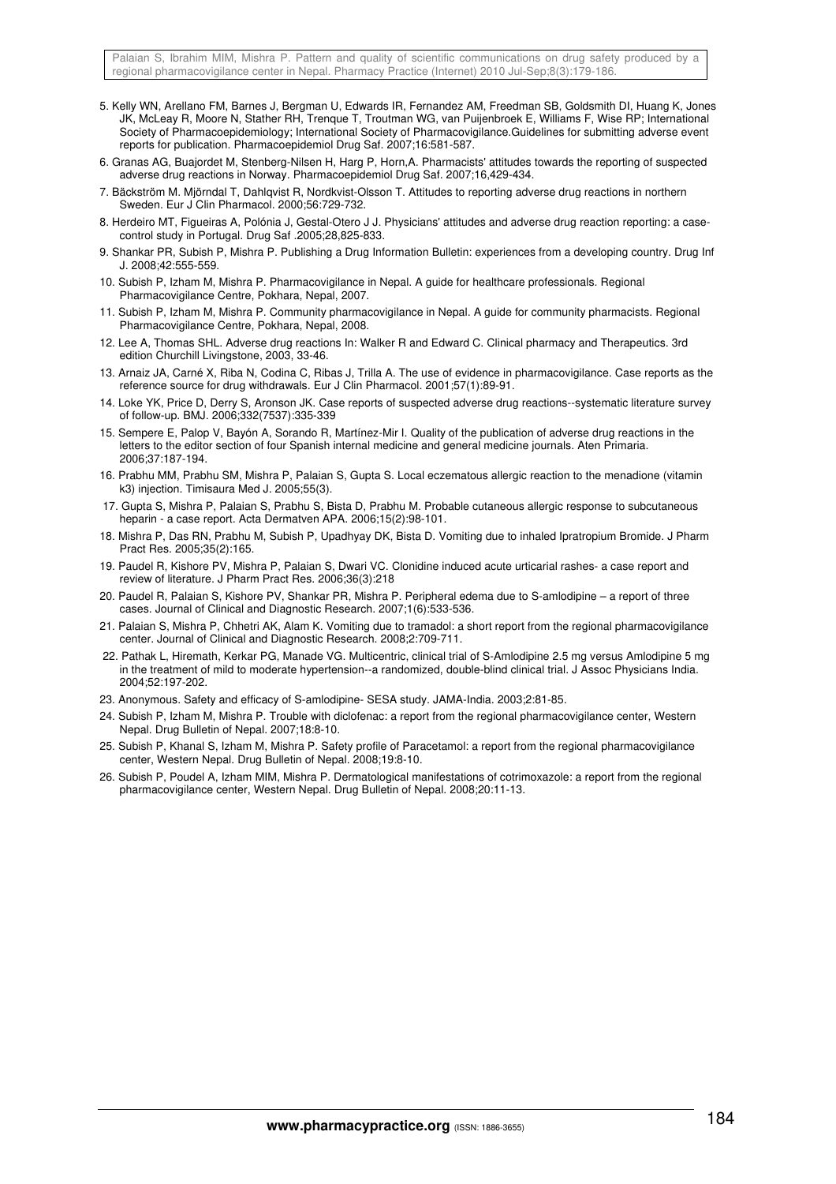5. Kelly WN, Arellano FM, Barnes J, Bergman U, Edwards IR, Fernandez AM, Freedman SB, Goldsmith DI, Huang K, Jones JK, McLeay R, Moore N, Stather RH, Trenque T, Troutman WG, van Puijenbroek E, Williams F, Wise RP; International Society of Pharmacoepidemiology; International Society of Pharmacovigilance.Guidelines for submitting adverse event reports for publication. Pharmacoepidemiol Drug Saf. 2007;16:581-587.
6. Granas AG, Buajordet M, Stenberg-Nilsen H, Harg P, Horn,A. Pharmacists' attitudes towards the reporting of suspected adverse drug reactions in Norway. Pharmacoepidemiol Drug Saf. 2007;16,429-434.
7. Bäckström M. Mjörndal T, Dahlqvist R, Nordkvist-Olsson T. Attitudes to reporting adverse drug reactions in northern Sweden. Eur J Clin Pharmacol. 2000;56:729-732.
8. Herdeiro MT, Figueiras A, Polónia J, Gestal-Otero J J. Physicians' attitudes and adverse drug reaction reporting: a case-control study in Portugal. Drug Saf .2005;28,825-833.
9. Shankar PR, Subish P, Mishra P. Publishing a Drug Information Bulletin: experiences from a developing country. Drug Inf J. 2008;42:555-559.
10. Subish P, Izham M, Mishra P. Pharmacovigilance in Nepal. A guide for healthcare professionals. Regional Pharmacovigilance Centre, Pokhara, Nepal, 2007.
11. Subish P, Izham M, Mishra P. Community pharmacovigilance in Nepal. A guide for community pharmacists. Regional Pharmacovigilance Centre, Pokhara, Nepal, 2008.
12. Lee A, Thomas SHL. Adverse drug reactions In: Walker R and Edward C. Clinical pharmacy and Therapeutics. 3rd edition Churchill Livingstone, 2003, 33-46.
13. Arnaiz JA, Carné X, Riba N, Codina C, Ribas J, Trilla A. The use of evidence in pharmacovigilance. Case reports as the reference source for drug withdrawals. Eur J Clin Pharmacol. 2001;57(1):89-91.
14. Loke YK, Price D, Derry S, Aronson JK. Case reports of suspected adverse drug reactions--systematic literature survey of follow-up. BMJ. 2006;332(7537):335-339
15. Sempere E, Palop V, Bayón A, Sorando R, Martínez-Mir I. Quality of the publication of adverse drug reactions in the letters to the editor section of four Spanish internal medicine and general medicine journals. Aten Primaria. 2006;37:187-194.
16. Prabhu MM, Prabhu SM, Mishra P, Palaian S, Gupta S. Local eczematous allergic reaction to the menadione (vitamin k3) injection. Timisaura Med J. 2005;55(3).
17. Gupta S, Mishra P, Palaian S, Prabhu S, Bista D, Prabhu M. Probable cutaneous allergic response to subcutaneous heparin - a case report. Acta Dermatven APA. 2006;15(2):98-101.
18. Mishra P, Das RN, Prabhu M, Subish P, Upadhyay DK, Bista D. Vomiting due to inhaled Ipratropium Bromide. J Pharm Pract Res. 2005;35(2):165.
19. Paudel R, Kishore PV, Mishra P, Palaian S, Dwari VC. Clonidine induced acute urticarial rashes- a case report and review of literature. J Pharm Pract Res. 2006;36(3):218
20. Paudel R, Palaian S, Kishore PV, Shankar PR, Mishra P. Peripheral edema due to S-amlodipine – a report of three cases. Journal of Clinical and Diagnostic Research. 2007;1(6):533-536.
21. Palaian S, Mishra P, Chhetri AK, Alam K. Vomiting due to tramadol: a short report from the regional pharmacovigilance center. Journal of Clinical and Diagnostic Research. 2008;2:709-711.
22. Pathak L, Hiremath, Kerkar PG, Manade VG. Multicentric, clinical trial of S-Amlodipine 2.5 mg versus Amlodipine 5 mg in the treatment of mild to moderate hypertension--a randomized, double-blind clinical trial. J Assoc Physicians India. 2004;52:197-202.
23. Anonymous. Safety and efficacy of S-amlodipine- SESA study. JAMA-India. 2003;2:81-85.
24. Subish P, Izham M, Mishra P. Trouble with diclofenac: a report from the regional pharmacovigilance center, Western Nepal. Drug Bulletin of Nepal. 2007;18:8-10.
25. Subish P, Khanal S, Izham M, Mishra P. Safety profile of Paracetamol: a report from the regional pharmacovigilance center, Western Nepal. Drug Bulletin of Nepal. 2008;19:8-10.
26. Subish P, Poudel A, Izham MIM, Mishra P. Dermatological manifestations of cotrimoxazole: a report from the regional pharmacovigilance center, Western Nepal. Drug Bulletin of Nepal. 2008;20:11-13.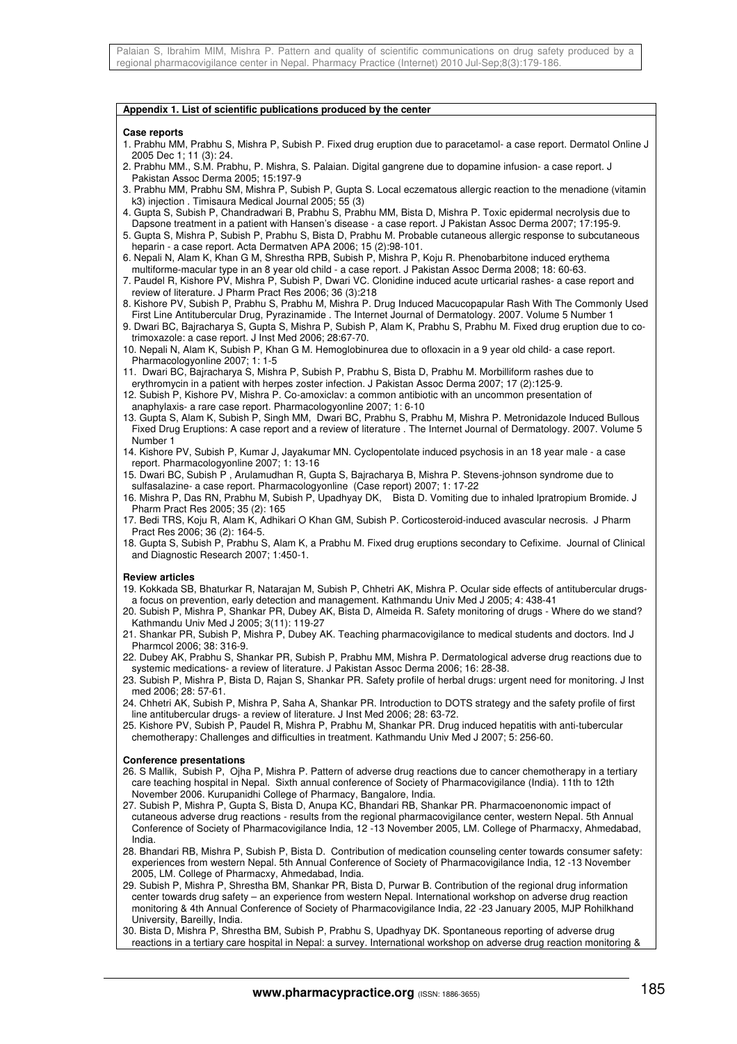**Appendix 1. List of scientific publications produced by the center**

**Case reports**

1. Prabhu MM, Prabhu S, Mishra P, Subish P. Fixed drug eruption due to paracetamol- a case report. Dermatol Online J 2005 Dec 1; 11 (3): 24.
2. Prabhu MM., S.M. Prabhu, P. Mishra, S. Palaian. Digital gangrene due to dopamine infusion- a case report. J Pakistan Assoc Derma 2005; 15:197-9
3. Prabhu MM, Prabhu SM, Mishra P, Subish P, Gupta S. Local eczematous allergic reaction to the menadione (vitamin k3) injection . Timisaura Medical Journal 2005; 55 (3)
4. Gupta S, Subish P, Chandradwari B, Prabhu S, Prabhu MM, Bista D, Mishra P. Toxic epidermal necrolysis due to Dapsone treatment in a patient with Hansen's disease - a case report. J Pakistan Assoc Derma 2007; 17:195-9.
5. Gupta S, Mishra P, Subish P, Prabhu S, Bista D, Prabhu M. Probable cutaneous allergic response to subcutaneous heparin - a case report. Acta Dermatven APA 2006; 15 (2):98-101.
6. Nepali N, Alam K, Khan G M, Shrestha RPB, Subish P, Mishra P, Koju R. Phenobarbitone induced erythema multiforme-macular type in an 8 year old child - a case report. J Pakistan Assoc Derma 2008; 18: 60-63.
7. Paudel R, Kishore PV, Mishra P, Subish P, Dwari VC. Clonidine induced acute urticarial rashes- a case report and review of literature. J Pharm Pract Res 2006; 36 (3):218
8. Kishore PV, Subish P, Prabhu S, Prabhu M, Mishra P. Drug Induced Macucopapular Rash With The Commonly Used First Line Antitubercular Drug, Pyrazinamide . The Internet Journal of Dermatology. 2007. Volume 5 Number 1
9. Dwari BC, Bajracharya S, Gupta S, Mishra P, Subish P, Alam K, Prabhu S, Prabhu M. Fixed drug eruption due to co-trimoxazole: a case report. J Inst Med 2006; 28:67-70.
10. Nepali N, Alam K, Subish P, Khan G M. Hemoglobinurea due to ofloxacin in a 9 year old child- a case report. Pharmacologyonline 2007; 1: 1-5
11. Dwari BC, Bajracharya S, Mishra P, Subish P, Bista D, Prabhu M. Morbilliform rashes due to erythromycin in a patient with herpes zoster infection. J Pakistan Assoc Derma 2007; 17 (2):125-9.
12. Subish P, Kishore PV, Mishra P. Co-amoxiclav: a common antibiotic with an uncommon presentation of anaphylaxis- a rare case report. Pharmacologyonline 2007; 1: 6-10
13. Gupta S, Alam K, Subish P, Singh MM, Dwari BC, Prabhu S, Prabhu M, Mishra P. Metronidazole Induced Bullous Fixed Drug Eruptions: A case report and a review of literature . The Internet Journal of Dermatology. 2007. Volume 5 Number 1
14. Kishore PV, Subish P, Kumar J, Jayakumar MN. Cyclopentolate induced psychosis in an 18 year male - a case report. Pharmacologyonline 2007; 1: 13-16
15. Dwari BC, Subish P , Arulamudhan R, Gupta S, Bajracharya B, Mishra P. Stevens-johnson syndrome due to sulfasalazine- a case report. Pharmacologyonline (Case report) 2007; 1: 17-22
16. Mishra P, Das RN, Prabhu M, Subish P, Upadhyay DK, Bista D. Vomiting due to inhaled Ipratropium Bromide. J Pharm Pract Res 2005; 35 (2): 165
17. Bedi TRS, Koju R, Alam K, Adhikari O Khan GM, Subish P. Corticosteroid-induced avascular necrosis. J Pharm Pract Res 2006; 36 (2): 164-5.
18. Gupta S, Subish P, Prabhu S, Alam K, a Prabhu M. Fixed drug eruptions secondary to Cefixime. Journal of Clinical and Diagnostic Research 2007; 1:450-1.

**Review articles**

19. Kokkada SB, Bhaturkar R, Natarajan M, Subish P, Chhetri AK, Mishra P. Ocular side effects of antitubercular drugs- a focus on prevention, early detection and management. Kathmandu Univ Med J 2005; 4: 438-41
20. Subish P, Mishra P, Shankar PR, Dubey AK, Bista D, Almeida R. Safety monitoring of drugs - Where do we stand? Kathmandu Univ Med J 2005; 3(11): 119-27
21. Shankar PR, Subish P, Mishra P, Dubey AK. Teaching pharmacovigilance to medical students and doctors. Ind J Pharmcol 2006; 38: 316-9.
22. Dubey AK, Prabhu S, Shankar PR, Subish P, Prabhu MM, Mishra P. Dermatological adverse drug reactions due to systemic medications- a review of literature. J Pakistan Assoc Derma 2006; 16: 28-38.
23. Subish P, Mishra P, Bista D, Rajan S, Shankar PR. Safety profile of herbal drugs: urgent need for monitoring. J Inst med 2006; 28: 57-61.
24. Chhetri AK, Subish P, Mishra P, Saha A, Shankar PR. Introduction to DOTS strategy and the safety profile of first line antitubercular drugs- a review of literature. J Inst Med 2006; 28: 63-72.
25. Kishore PV, Subish P, Paudel R, Mishra P, Prabhu M, Shankar PR. Drug induced hepatitis with anti-tubercular chemotherapy: Challenges and difficulties in treatment. Kathmandu Univ Med J 2007; 5: 256-60.

**Conference presentations**

26. S Mallik, Subish P, Ojha P, Mishra P. Pattern of adverse drug reactions due to cancer chemotherapy in a tertiary care teaching hospital in Nepal. Sixth annual conference of Society of Pharmacovigilance (India). 11th to 12th November 2006. Kurupanidhi College of Pharmacy, Bangalore, India.
27. Subish P, Mishra P, Gupta S, Bista D, Anupa KC, Bhandari RB, Shankar PR. Pharmacoenonomic impact of cutaneous adverse drug reactions - results from the regional pharmacovigilance center, western Nepal. 5th Annual Conference of Society of Pharmacovigilance India, 12 -13 November 2005, LM. College of Pharmacxy, Ahmedabad, India.
28. Bhandari RB, Mishra P, Subish P, Bista D. Contribution of medication counseling center towards consumer safety: experiences from western Nepal. 5th Annual Conference of Society of Pharmacovigilance India, 12 -13 November 2005, LM. College of Pharmacxy, Ahmedabad, India.
29. Subish P, Mishra P, Shrestha BM, Shankar PR, Bista D, Purwar B. Contribution of the regional drug information center towards drug safety – an experience from western Nepal. International workshop on adverse drug reaction monitoring & 4th Annual Conference of Society of Pharmacovigilance India, 22 -23 January 2005, MJP Rohilkhand University, Bareilly, India.
30. Bista D, Mishra P, Shrestha BM, Subish P, Prabhu S, Upadhyay DK. Spontaneous reporting of adverse drug reactions in a tertiary care hospital in Nepal: a survey. International workshop on adverse drug reaction monitoring &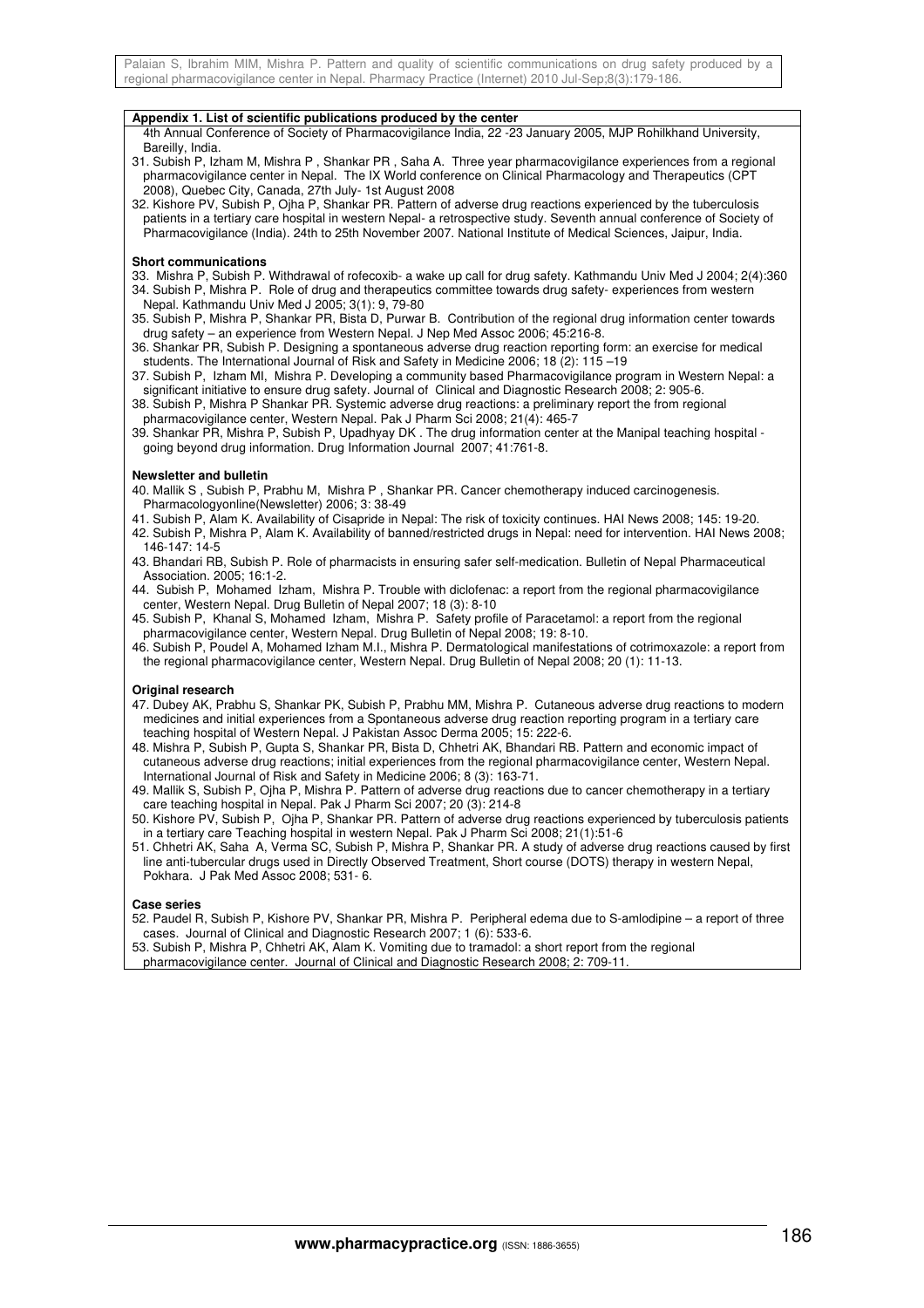**Appendix 1. List of scientific publications produced by the center**

4th Annual Conference of Society of Pharmacovigilance India, 22 -23 January 2005, MJP Rohilkhand University, Bareilly, India.

31. Subish P, Izham M, Mishra P , Shankar PR , Saha A. Three year pharmacovigilance experiences from a regional pharmacovigilance center in Nepal. The IX World conference on Clinical Pharmacology and Therapeutics (CPT 2008), Quebec City, Canada, 27th July- 1st August 2008
32. Kishore PV, Subish P, Ojha P, Shankar PR. Pattern of adverse drug reactions experienced by the tuberculosis patients in a tertiary care hospital in western Nepal- a retrospective study. Seventh annual conference of Society of Pharmacovigilance (India). 24th to 25th November 2007. National Institute of Medical Sciences, Jaipur, India.

**Short communications**

33. Mishra P, Subish P. Withdrawal of rofecoxib- a wake up call for drug safety. Kathmandu Univ Med J 2004; 2(4):360
34. Subish P, Mishra P. Role of drug and therapeutics committee towards drug safety- experiences from western Nepal. Kathmandu Univ Med J 2005; 3(1): 9, 79-80
35. Subish P, Mishra P, Shankar PR, Bista D, Purwar B. Contribution of the regional drug information center towards drug safety – an experience from Western Nepal. J Nep Med Assoc 2006; 45:216-8.
36. Shankar PR, Subish P. Designing a spontaneous adverse drug reaction reporting form: an exercise for medical students. The International Journal of Risk and Safety in Medicine 2006; 18 (2): 115 –19
37. Subish P, Izham MI, Mishra P. Developing a community based Pharmacovigilance program in Western Nepal: a significant initiative to ensure drug safety. Journal of Clinical and Diagnostic Research 2008; 2: 905-6.
38. Subish P, Mishra P Shankar PR. Systemic adverse drug reactions: a preliminary report the from regional pharmacovigilance center, Western Nepal. Pak J Pharm Sci 2008; 21(4): 465-7
39. Shankar PR, Mishra P, Subish P, Upadhyay DK . The drug information center at the Manipal teaching hospital - going beyond drug information. Drug Information Journal 2007; 41:761-8.

**Newsletter and bulletin**

40. Mallik S , Subish P, Prabhu M, Mishra P , Shankar PR. Cancer chemotherapy induced carcinogenesis. Pharmacologyonline(Newsletter) 2006; 3: 38-49
41. Subish P, Alam K. Availability of Cisapride in Nepal: The risk of toxicity continues. HAI News 2008; 145: 19-20.
42. Subish P, Mishra P, Alam K. Availability of banned/restricted drugs in Nepal: need for intervention. HAI News 2008; 146-147: 14-5
43. Bhandari RB, Subish P. Role of pharmacists in ensuring safer self-medication. Bulletin of Nepal Pharmaceutical Association. 2005; 16:1-2.
44. Subish P, Mohamed Izham, Mishra P. Trouble with diclofenac: a report from the regional pharmacovigilance center, Western Nepal. Drug Bulletin of Nepal 2007; 18 (3): 8-10
45. Subish P, Khanal S, Mohamed Izham, Mishra P. Safety profile of Paracetamol: a report from the regional pharmacovigilance center, Western Nepal. Drug Bulletin of Nepal 2008; 19: 8-10.
46. Subish P, Poudel A, Mohamed Izham M.I., Mishra P. Dermatological manifestations of cotrimoxazole: a report from the regional pharmacovigilance center, Western Nepal. Drug Bulletin of Nepal 2008; 20 (1): 11-13.

**Original research**

47. Dubey AK, Prabhu S, Shankar PK, Subish P, Prabhu MM, Mishra P. Cutaneous adverse drug reactions to modern medicines and initial experiences from a Spontaneous adverse drug reaction reporting program in a tertiary care teaching hospital of Western Nepal. J Pakistan Assoc Derma 2005; 15: 222-6.
48. Mishra P, Subish P, Gupta S, Shankar PR, Bista D, Chhetri AK, Bhandari RB. Pattern and economic impact of cutaneous adverse drug reactions; initial experiences from the regional pharmacovigilance center, Western Nepal. International Journal of Risk and Safety in Medicine 2006; 8 (3): 163-71.
49. Mallik S, Subish P, Ojha P, Mishra P. Pattern of adverse drug reactions due to cancer chemotherapy in a tertiary care teaching hospital in Nepal. Pak J Pharm Sci 2007; 20 (3): 214-8
50. Kishore PV, Subish P, Ojha P, Shankar PR. Pattern of adverse drug reactions experienced by tuberculosis patients in a tertiary care Teaching hospital in western Nepal. Pak J Pharm Sci 2008; 21(1):51-6
51. Chhetri AK, Saha A, Verma SC, Subish P, Mishra P, Shankar PR. A study of adverse drug reactions caused by first line anti-tubercular drugs used in Directly Observed Treatment, Short course (DOTS) therapy in western Nepal, Pokhara. J Pak Med Assoc 2008; 531- 6.

**Case series**

52. Paudel R, Subish P, Kishore PV, Shankar PR, Mishra P. Peripheral edema due to S-amlodipine – a report of three cases. Journal of Clinical and Diagnostic Research 2007; 1 (6): 533-6.
53. Subish P, Mishra P, Chhetri AK, Alam K. Vomiting due to tramadol: a short report from the regional pharmacovigilance center. Journal of Clinical and Diagnostic Research 2008; 2: 709-11.